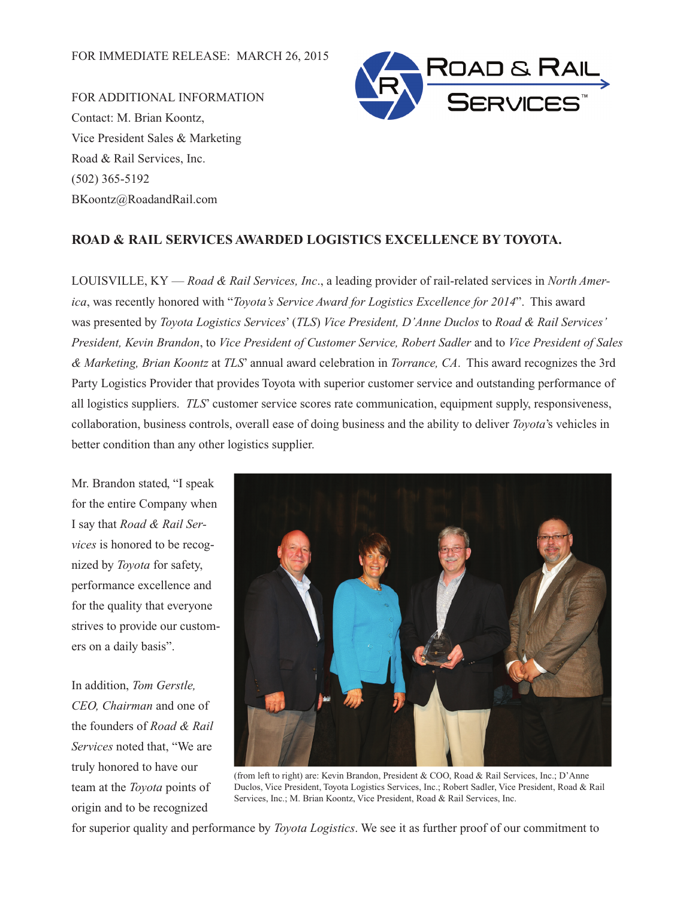FOR IMMEDIATE RELEASE: MARCH 26, 2015

FOR ADDITIONAL INFORMATION
Contact: M. Brian Koontz,
Vice President Sales & Marketing
Road & Rail Services, Inc.
(502) 365-5192
BKoontz@RoadandRail.com

## ROAD & RAIL SERVICES AWARDED LOGISTICS EXCELLENCE BY TOYOTA.

LOUISVILLE, KY — *Road & Rail Services, Inc*., a leading provider of rail-related services in *North America*, was recently honored with "*Toyota's Service Award for Logistics Excellence for 2014*". This award was presented by *Toyota Logistics Services*' (*TLS*) *Vice President, D'Anne Duclos* to *Road & Rail Services' President, Kevin Brandon*, to *Vice President of Customer Service, Robert Sadler* and to *Vice President of Sales & Marketing, Brian Koontz* at *TLS*' annual award celebration in *Torrance, CA*. This award recognizes the 3rd Party Logistics Provider that provides Toyota with superior customer service and outstanding performance of all logistics suppliers. *TLS*' customer service scores rate communication, equipment supply, responsiveness, collaboration, business controls, overall ease of doing business and the ability to deliver *Toyota*'s vehicles in better condition than any other logistics supplier.

Mr. Brandon stated, "I speak for the entire Company when I say that *Road & Rail Services* is honored to be recognized by *Toyota* for safety, performance excellence and for the quality that everyone strives to provide our customers on a daily basis".

(from left to right) are: Kevin Brandon, President & COO, Road & Rail Services, Inc.; D'Anne Duclos, Vice President, Toyota Logistics Services, Inc.; Robert Sadler, Vice President, Road & Rail Services, Inc.; M. Brian Koontz, Vice President, Road & Rail Services, Inc.

In addition, *Tom Gerstle, CEO, Chairman* and one of the founders of *Road & Rail Services* noted that, "We are truly honored to have our team at the *Toyota* points of origin and to be recognized for superior quality and performance by *Toyota Logistics*. We see it as further proof of our commitment to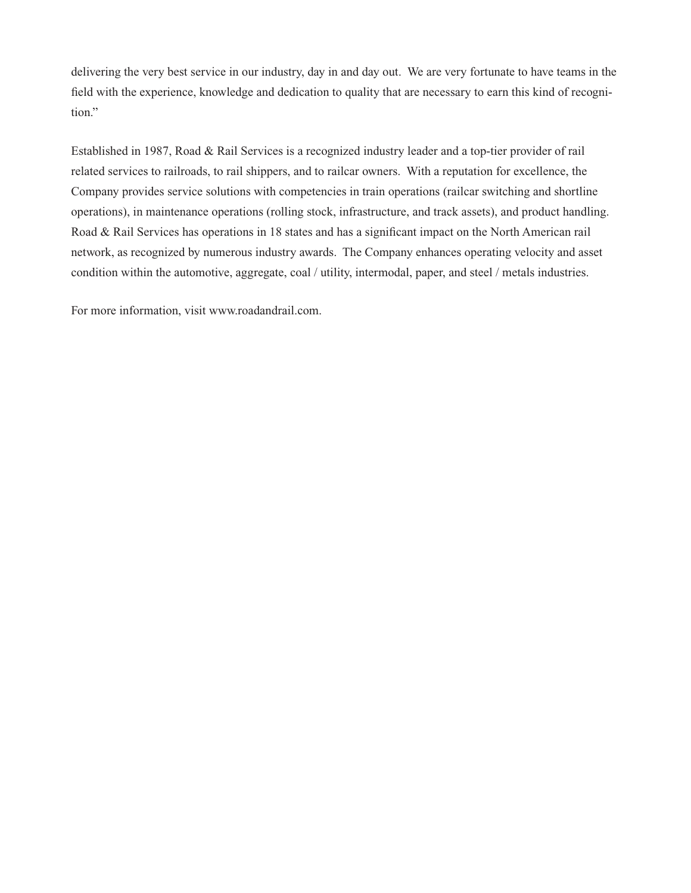delivering the very best service in our industry, day in and day out. We are very fortunate to have teams in the field with the experience, knowledge and dedication to quality that are necessary to earn this kind of recognition."

Established in 1987, Road & Rail Services is a recognized industry leader and a top-tier provider of rail related services to railroads, to rail shippers, and to railcar owners. With a reputation for excellence, the Company provides service solutions with competencies in train operations (railcar switching and shortline operations), in maintenance operations (rolling stock, infrastructure, and track assets), and product handling. Road & Rail Services has operations in 18 states and has a significant impact on the North American rail network, as recognized by numerous industry awards. The Company enhances operating velocity and asset condition within the automotive, aggregate, coal / utility, intermodal, paper, and steel / metals industries.

For more information, visit www.roadandrail.com.